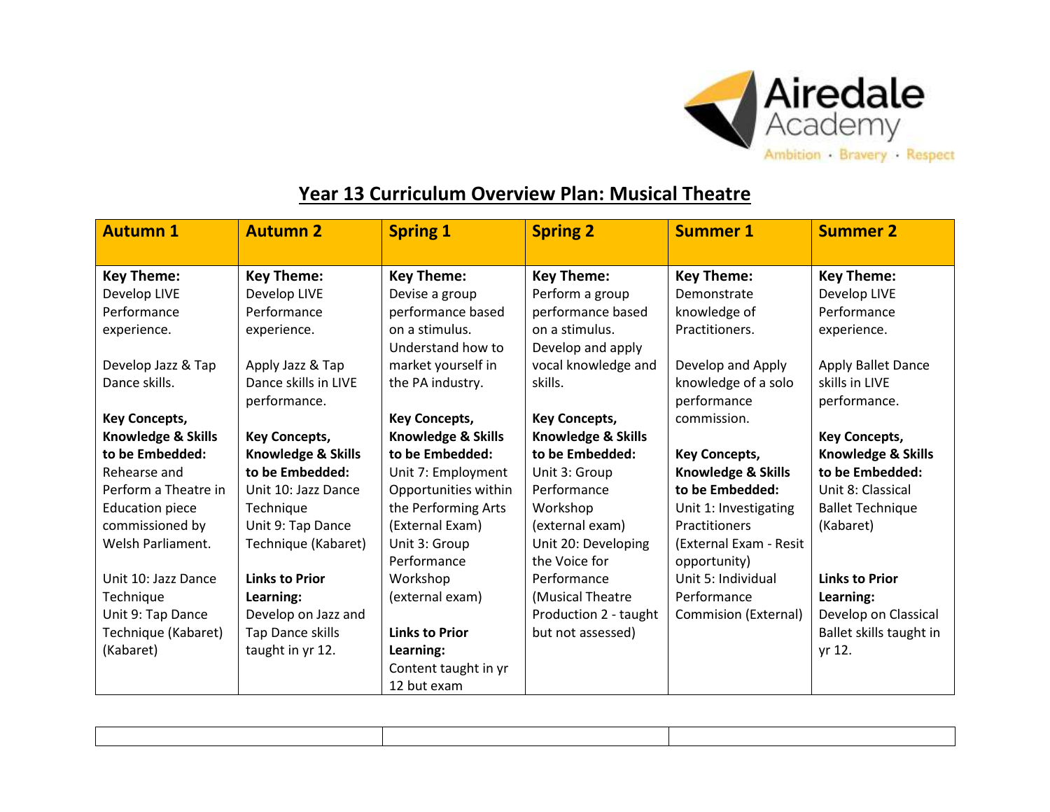Airedale Academy

Ambition · Bravery · Respect

# Year 13 Curriculum Overview Plan: Musical Theatre

| Autumn 1 | Autumn 2 | Spring 1 | Spring 2 | Summer 1 | Summer 2 |
|---|---|---|---|---|---|
| **Key Theme:** Develop LIVE Performance experience.<br><br>Develop Jazz & Tap Dance skills.<br><br>**Key Concepts, Knowledge & Skills to be Embedded:** Rehearse and Perform a Theatre in Education piece commissioned by Welsh Parliament.<br><br>Unit 10: Jazz Dance Technique<br>Unit 9: Tap Dance Technique (Kabaret) (Kabaret) | **Key Theme:** Develop LIVE Performance experience.<br><br>Apply Jazz & Tap Dance skills in LIVE performance.<br><br>**Key Concepts, Knowledge & Skills to be Embedded:** Unit 10: Jazz Dance Technique<br>Unit 9: Tap Dance Technique (Kabaret)<br><br>**Links to Prior Learning:** Develop on Jazz and Tap Dance skills taught in yr 12. | **Key Theme:** Devise a group performance based on a stimulus. Understand how to market yourself in the PA industry.<br><br>**Key Concepts, Knowledge & Skills to be Embedded:** Unit 7: Employment Opportunities within the Performing Arts (External Exam)<br>Unit 3: Group Performance Workshop (external exam)<br><br>**Links to Prior Learning:** Content taught in yr 12 but exam | **Key Theme:** Perform a group performance based on a stimulus. Develop and apply vocal knowledge and skills.<br><br>**Key Concepts, Knowledge & Skills to be Embedded:** Unit 3: Group Performance Workshop (external exam)<br>Unit 20: Developing the Voice for Performance (Musical Theatre Production 2 - taught but not assessed) | **Key Theme:** Demonstrate knowledge of Practitioners.<br><br>Develop and Apply knowledge of a solo performance commission.<br><br>**Key Concepts, Knowledge & Skills to be Embedded:** Unit 1: Investigating Practitioners (External Exam - Resit opportunity)<br>Unit 5: Individual Performance Commision (External) | **Key Theme:** Develop LIVE Performance experience.<br><br>Apply Ballet Dance skills in LIVE performance.<br><br>**Key Concepts, Knowledge & Skills to be Embedded:** Unit 8: Classical Ballet Technique (Kabaret)<br><br>**Links to Prior Learning:** Develop on Classical Ballet skills taught in yr 12. |

| | | |
|---|---|---|
| | | |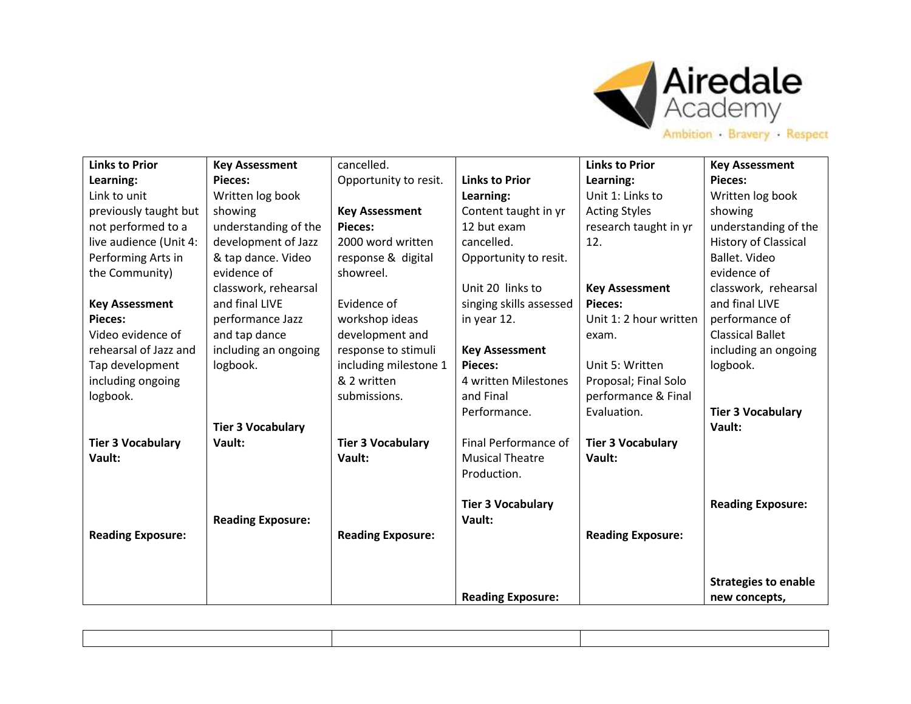| Links to Prior Learning: Link to unit previously taught but not performed to a live audience (Unit 4: Performing Arts in the Community)<br><br>**Key Assessment Pieces:** Video evidence of rehearsal of Jazz and Tap development including ongoing logbook.<br><br>**Tier 3 Vocabulary Vault:**<br><br>**Reading Exposure:** | **Key Assessment Pieces:** Written log book showing understanding of the development of Jazz & tap dance. Video evidence of classwork, rehearsal and final LIVE performance Jazz and tap dance including an ongoing logbook.<br><br>**Tier 3 Vocabulary Vault:**<br><br>**Reading Exposure:** | cancelled. Opportunity to resit.<br><br>**Key Assessment Pieces:** 2000 word written response & digital showreel.<br><br>Evidence of workshop ideas development and response to stimuli including milestone 1 & 2 written submissions.<br><br>**Tier 3 Vocabulary Vault:**<br><br>**Reading Exposure:** | **Links to Prior Learning:** Content taught in yr 12 but exam cancelled. Opportunity to resit.<br><br>Unit 20 links to singing skills assessed in year 12.<br><br>**Key Assessment Pieces:** 4 written Milestones and Final Performance.<br><br>Final Performance of Musical Theatre Production.<br><br>**Tier 3 Vocabulary Vault:**<br><br>**Reading Exposure:** | **Links to Prior Learning:** Unit 1: Links to Acting Styles research taught in yr 12.<br><br>**Key Assessment Pieces:** Unit 1: 2 hour written exam.<br><br>Unit 5: Written Proposal; Final Solo performance & Final Evaluation.<br><br>**Tier 3 Vocabulary Vault:**<br><br>**Reading Exposure:** | **Key Assessment Pieces:** Written log book showing understanding of the History of Classical Ballet. Video evidence of classwork, rehearsal and final LIVE performance of Classical Ballet including an ongoing logbook.<br><br>**Tier 3 Vocabulary Vault:**<br><br>**Reading Exposure:**<br><br>**Strategies to enable new concepts,** |
|---|---|---|---|---|---|

| | | |
|---|---|---|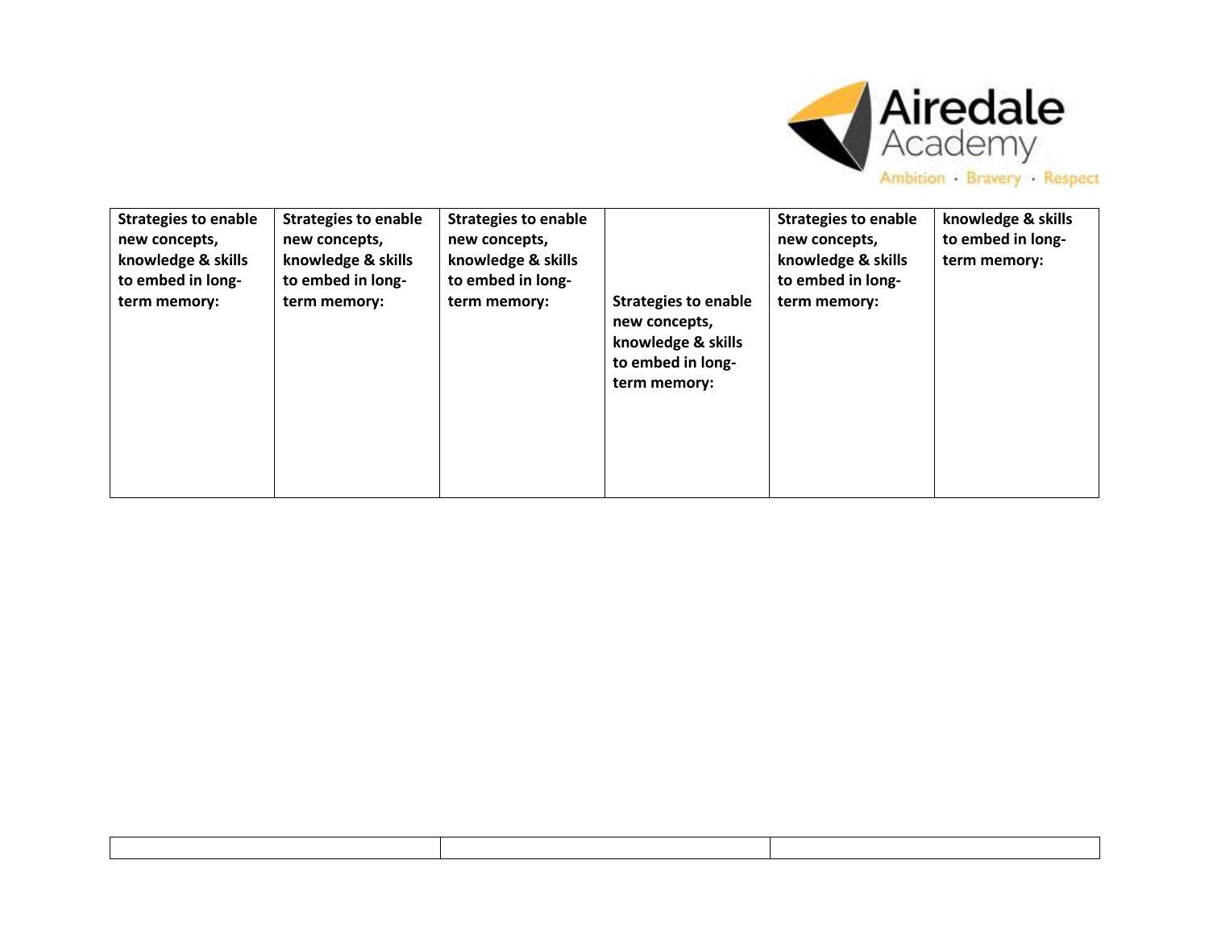| | | | | | |
|---|---|---|---|---|---|
| **Strategies to enable new concepts, knowledge & skills to embed in long-term memory:** | **Strategies to enable new concepts, knowledge & skills to embed in long-term memory:** | **Strategies to enable new concepts, knowledge & skills to embed in long-term memory:** | **Strategies to enable new concepts, knowledge & skills to embed in long-term memory:** | **Strategies to enable new concepts, knowledge & skills to embed in long-term memory:** | **knowledge & skills to embed in long-term memory:** |

| | | |
|---|---|---|
| | | |